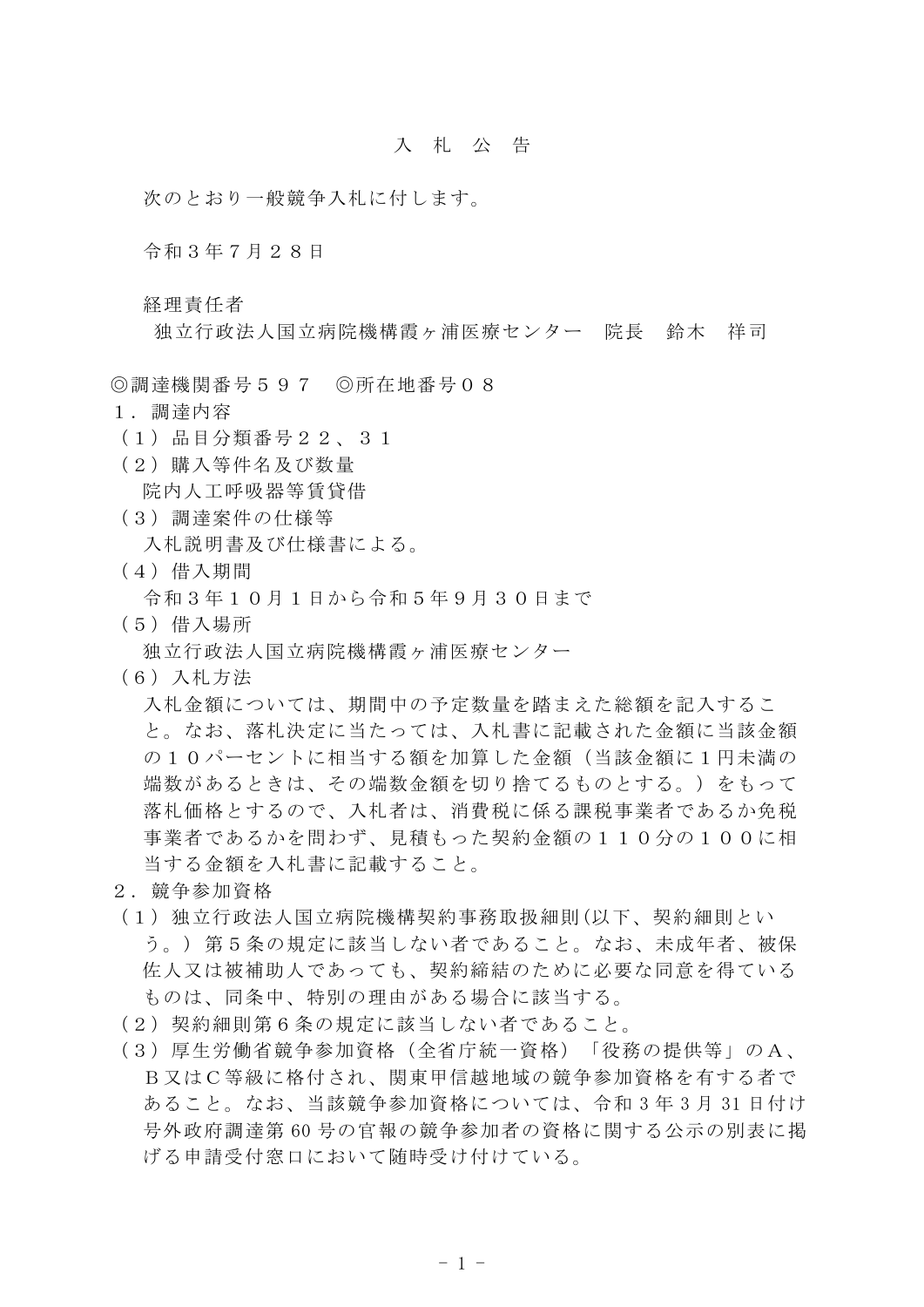# 入　札　公　告

次のとおり一般競争入札に付します。

令和３年７月２８日

経理責任者
独立行政法人国立病院機構霞ヶ浦医療センター　院長　鈴木　祥司

◎調達機関番号５９７　◎所在地番号０８

１．調達内容

（１）品目分類番号２２、３１

（２）購入等件名及び数量
院内人工呼吸器等賃貸借

（３）調達案件の仕様等
入札説明書及び仕様書による。

（４）借入期間
令和３年１０月１日から令和５年９月３０日まで

（５）借入場所
独立行政法人国立病院機構霞ヶ浦医療センター

（６）入札方法
入札金額については、期間中の予定数量を踏まえた総額を記入すること。なお、落札決定に当たっては、入札書に記載された金額に当該金額の１０パーセントに相当する額を加算した金額（当該金額に１円未満の端数があるときは、その端数金額を切り捨てるものとする。）をもって落札価格とするので、入札者は、消費税に係る課税事業者であるか免税事業者であるかを問わず、見積もった契約金額の１１０分の１００に相当する金額を入札書に記載すること。

２．競争参加資格

（１）独立行政法人国立病院機構契約事務取扱細則(以下、契約細則という。）第５条の規定に該当しない者であること。なお、未成年者、被保佐人又は被補助人であっても、契約締結のために必要な同意を得ているものは、同条中、特別の理由がある場合に該当する。

（２）契約細則第６条の規定に該当しない者であること。

（３）厚生労働省競争参加資格（全省庁統一資格）「役務の提供等」のＡ、Ｂ又はＣ等級に格付され、関東甲信越地域の競争参加資格を有する者であること。なお、当該競争参加資格については、令和 3 年 3 月 31 日付け号外政府調達第 60 号の官報の競争参加者の資格に関する公示の別表に掲げる申請受付窓口において随時受け付けている。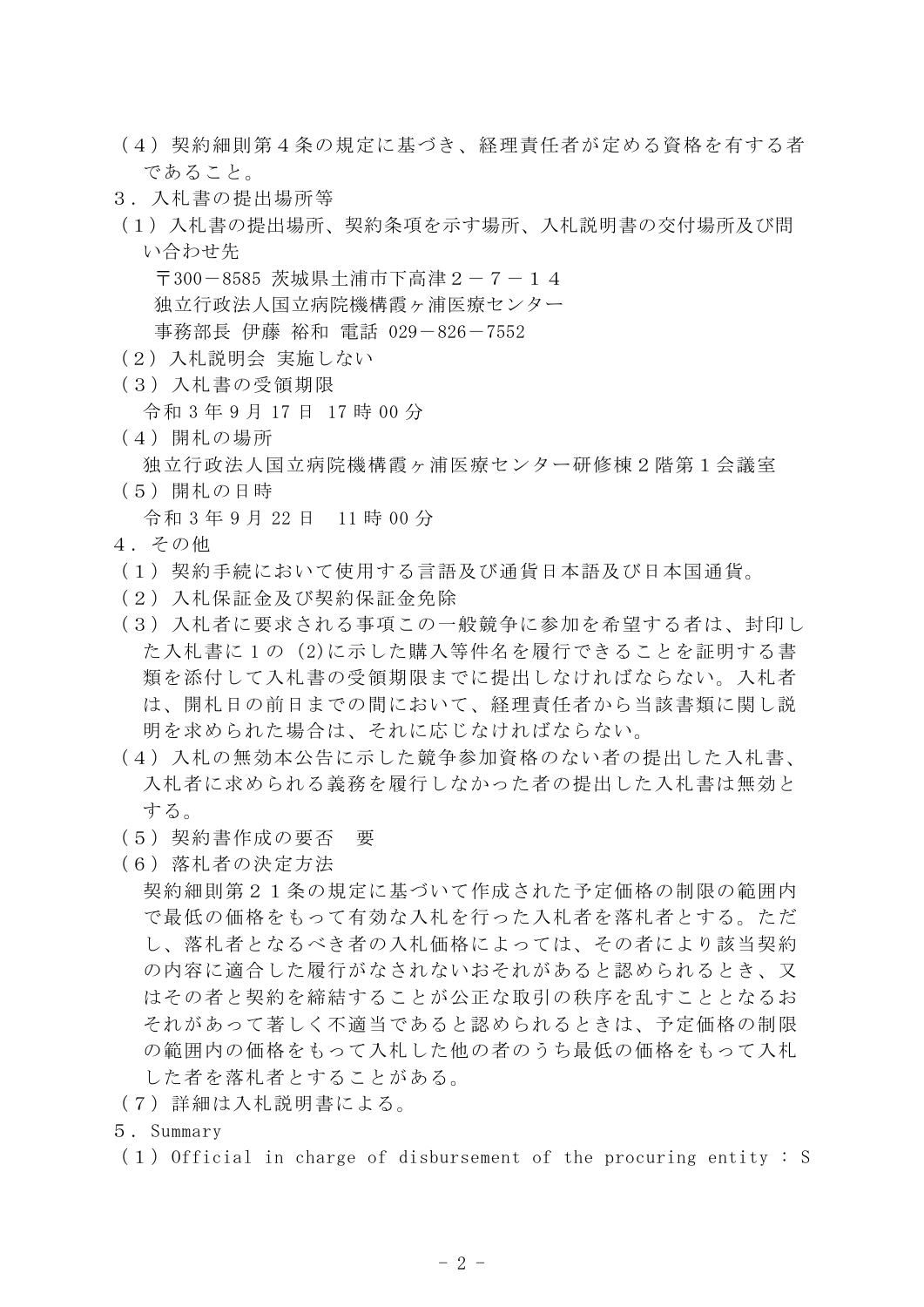（４）契約細則第４条の規定に基づき、経理責任者が定める資格を有する者であること。

３．入札書の提出場所等

（１）入札書の提出場所、契約条項を示す場所、入札説明書の交付場所及び問い合わせ先

〒300－8585 茨城県土浦市下高津２－７－１４
独立行政法人国立病院機構霞ヶ浦医療センター
事務部長 伊藤 裕和 電話 029－826－7552

（２）入札説明会 実施しない

（３）入札書の受領期限
令和３年９月17日 17時00分

（４）開札の場所
独立行政法人国立病院機構霞ヶ浦医療センター研修棟２階第１会議室

（５）開札の日時
令和３年９月22日　11時00分

４．その他

（１）契約手続において使用する言語及び通貨日本語及び日本国通貨。

（２）入札保証金及び契約保証金免除

（３）入札者に要求される事項この一般競争に参加を希望する者は、封印した入札書に１の（2)に示した購入等件名を履行できることを証明する書類を添付して入札書の受領期限までに提出しなければならない。入札者は、開札日の前日までの間において、経理責任者から当該書類に関し説明を求められた場合は、それに応じなければならない。

（４）入札の無効本公告に示した競争参加資格のない者の提出した入札書、入札者に求められる義務を履行しなかった者の提出した入札書は無効とする。

（５）契約書作成の要否　要

（６）落札者の決定方法
契約細則第２１条の規定に基づいて作成された予定価格の制限の範囲内で最低の価格をもって有効な入札を行った入札者を落札者とする。ただし、落札者となるべき者の入札価格によっては、その者により該当契約の内容に適合した履行がなされないおそれがあると認められるとき、又はその者と契約を締結することが公正な取引の秩序を乱すこととなるおそれがあって著しく不適当であると認められるときは、予定価格の制限の範囲内の価格をもって入札した他の者のうち最低の価格をもって入札した者を落札者とすることがある。

（７）詳細は入札説明書による。

５．Summary

（１）Official in charge of disbursement of the procuring entity : S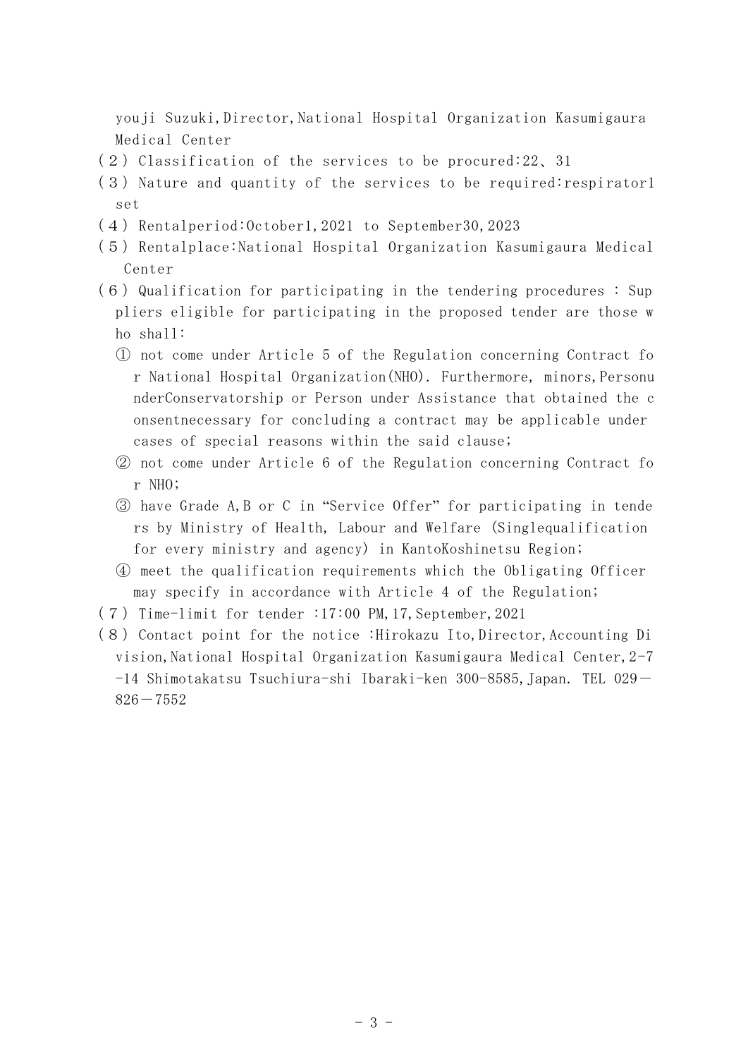youji Suzuki,Director,National Hospital Organization Kasumigaura Medical Center

（2）Classification of the services to be procured:22、31

（3）Nature and quantity of the services to be required:respirator1 set

（4）Rentalperiod:October1,2021 to September30,2023

（5）Rentalplace:National Hospital Organization Kasumigaura Medical Center

（6）Qualification for participating in the tendering procedures : Suppliers eligible for participating in the proposed tender are those who shall:

① not come under Article 5 of the Regulation concerning Contract for National Hospital Organization(NHO). Furthermore, minors,Personu nderConservatorship or Person under Assistance that obtained the consentnecessary for concluding a contract may be applicable under cases of special reasons within the said clause;

② not come under Article 6 of the Regulation concerning Contract for NHO;

③ have Grade A,B or C in “Service Offer” for participating in tenders by Ministry of Health, Labour and Welfare (Singlequalification for every ministry and agency) in KantoKoshinetsu Region;

④ meet the qualification requirements which the Obligating Officer may specify in accordance with Article 4 of the Regulation;

（7）Time-limit for tender :17:00 PM,17,September,2021

（8）Contact point for the notice :Hirokazu Ito,Director,Accounting Division,National Hospital Organization Kasumigaura Medical Center,2-7-14 Shimotakatsu Tsuchiura-shi Ibaraki-ken 300-8585,Japan. TEL 029－826－7552